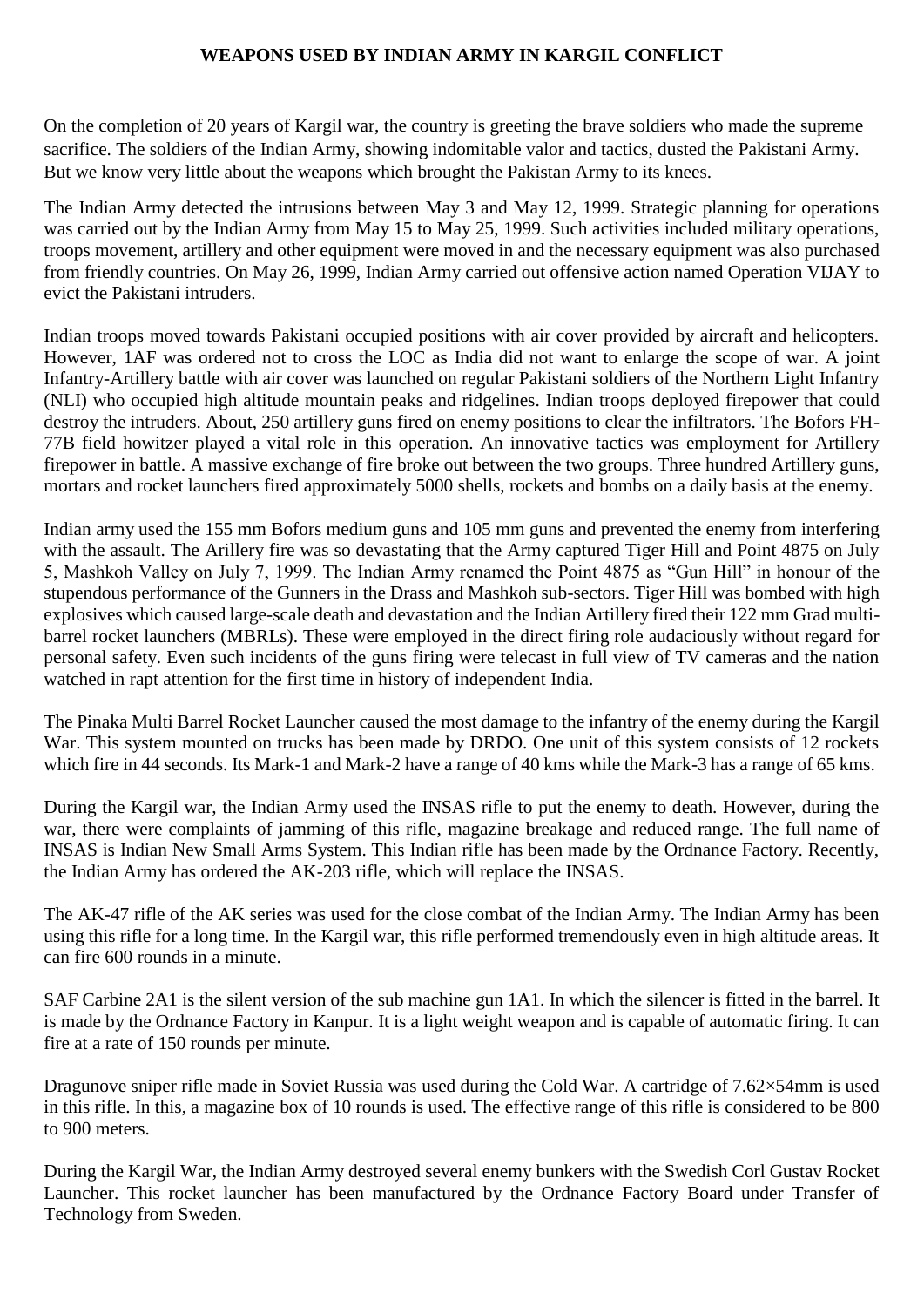# WEAPONS USED BY INDIAN ARMY IN KARGIL CONFLICT

On the completion of 20 years of Kargil war, the country is greeting the brave soldiers who made the supreme sacrifice. The soldiers of the Indian Army, showing indomitable valor and tactics, dusted the Pakistani Army. But we know very little about the weapons which brought the Pakistan Army to its knees.

The Indian Army detected the intrusions between May 3 and May 12, 1999. Strategic planning for operations was carried out by the Indian Army from May 15 to May 25, 1999. Such activities included military operations, troops movement, artillery and other equipment were moved in and the necessary equipment was also purchased from friendly countries. On May 26, 1999, Indian Army carried out offensive action named Operation VIJAY to evict the Pakistani intruders.

Indian troops moved towards Pakistani occupied positions with air cover provided by aircraft and helicopters. However, 1AF was ordered not to cross the LOC as India did not want to enlarge the scope of war. A joint Infantry-Artillery battle with air cover was launched on regular Pakistani soldiers of the Northern Light Infantry (NLI) who occupied high altitude mountain peaks and ridgelines. Indian troops deployed firepower that could destroy the intruders. About, 250 artillery guns fired on enemy positions to clear the infiltrators. The Bofors FH-77B field howitzer played a vital role in this operation. An innovative tactics was employment for Artillery firepower in battle. A massive exchange of fire broke out between the two groups. Three hundred Artillery guns, mortars and rocket launchers fired approximately 5000 shells, rockets and bombs on a daily basis at the enemy.

Indian army used the 155 mm Bofors medium guns and 105 mm guns and prevented the enemy from interfering with the assault. The Arillery fire was so devastating that the Army captured Tiger Hill and Point 4875 on July 5, Mashkoh Valley on July 7, 1999. The Indian Army renamed the Point 4875 as “Gun Hill” in honour of the stupendous performance of the Gunners in the Drass and Mashkoh sub-sectors. Tiger Hill was bombed with high explosives which caused large-scale death and devastation and the Indian Artillery fired their 122 mm Grad multi-barrel rocket launchers (MBRLs). These were employed in the direct firing role audaciously without regard for personal safety. Even such incidents of the guns firing were telecast in full view of TV cameras and the nation watched in rapt attention for the first time in history of independent India.

The Pinaka Multi Barrel Rocket Launcher caused the most damage to the infantry of the enemy during the Kargil War. This system mounted on trucks has been made by DRDO. One unit of this system consists of 12 rockets which fire in 44 seconds. Its Mark-1 and Mark-2 have a range of 40 kms while the Mark-3 has a range of 65 kms.

During the Kargil war, the Indian Army used the INSAS rifle to put the enemy to death. However, during the war, there were complaints of jamming of this rifle, magazine breakage and reduced range. The full name of INSAS is Indian New Small Arms System. This Indian rifle has been made by the Ordnance Factory. Recently, the Indian Army has ordered the AK-203 rifle, which will replace the INSAS.

The AK-47 rifle of the AK series was used for the close combat of the Indian Army. The Indian Army has been using this rifle for a long time. In the Kargil war, this rifle performed tremendously even in high altitude areas. It can fire 600 rounds in a minute.

SAF Carbine 2A1 is the silent version of the sub machine gun 1A1. In which the silencer is fitted in the barrel. It is made by the Ordnance Factory in Kanpur. It is a light weight weapon and is capable of automatic firing. It can fire at a rate of 150 rounds per minute.

Dragunove sniper rifle made in Soviet Russia was used during the Cold War. A cartridge of 7.62×54mm is used in this rifle. In this, a magazine box of 10 rounds is used. The effective range of this rifle is considered to be 800 to 900 meters.

During the Kargil War, the Indian Army destroyed several enemy bunkers with the Swedish Corl Gustav Rocket Launcher. This rocket launcher has been manufactured by the Ordnance Factory Board under Transfer of Technology from Sweden.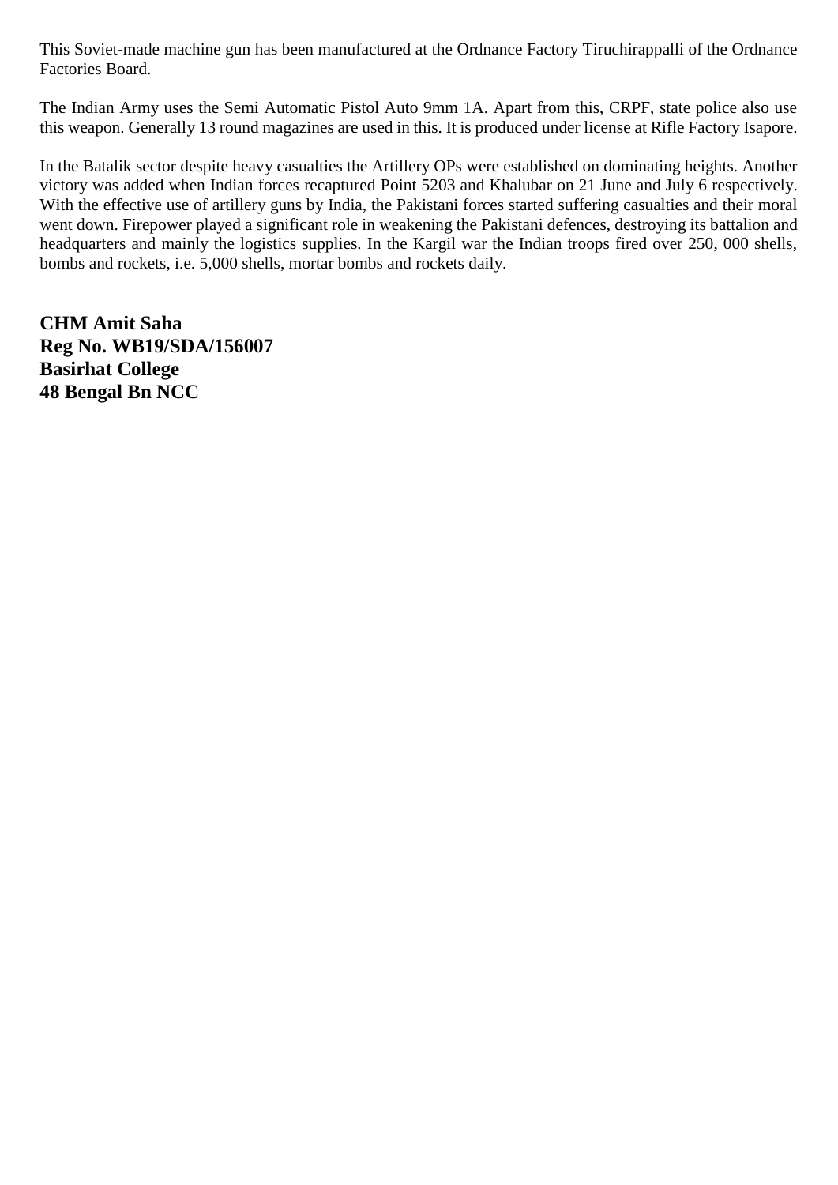This Soviet-made machine gun has been manufactured at the Ordnance Factory Tiruchirappalli of the Ordnance Factories Board.

The Indian Army uses the Semi Automatic Pistol Auto 9mm 1A. Apart from this, CRPF, state police also use this weapon. Generally 13 round magazines are used in this. It is produced under license at Rifle Factory Isapore.

In the Batalik sector despite heavy casualties the Artillery OPs were established on dominating heights. Another victory was added when Indian forces recaptured Point 5203 and Khalubar on 21 June and July 6 respectively. With the effective use of artillery guns by India, the Pakistani forces started suffering casualties and their moral went down. Firepower played a significant role in weakening the Pakistani defences, destroying its battalion and headquarters and mainly the logistics supplies. In the Kargil war the Indian troops fired over 250, 000 shells, bombs and rockets, i.e. 5,000 shells, mortar bombs and rockets daily.

**CHM Amit Saha**
**Reg No. WB19/SDA/156007**
**Basirhat College**
**48 Bengal Bn NCC**